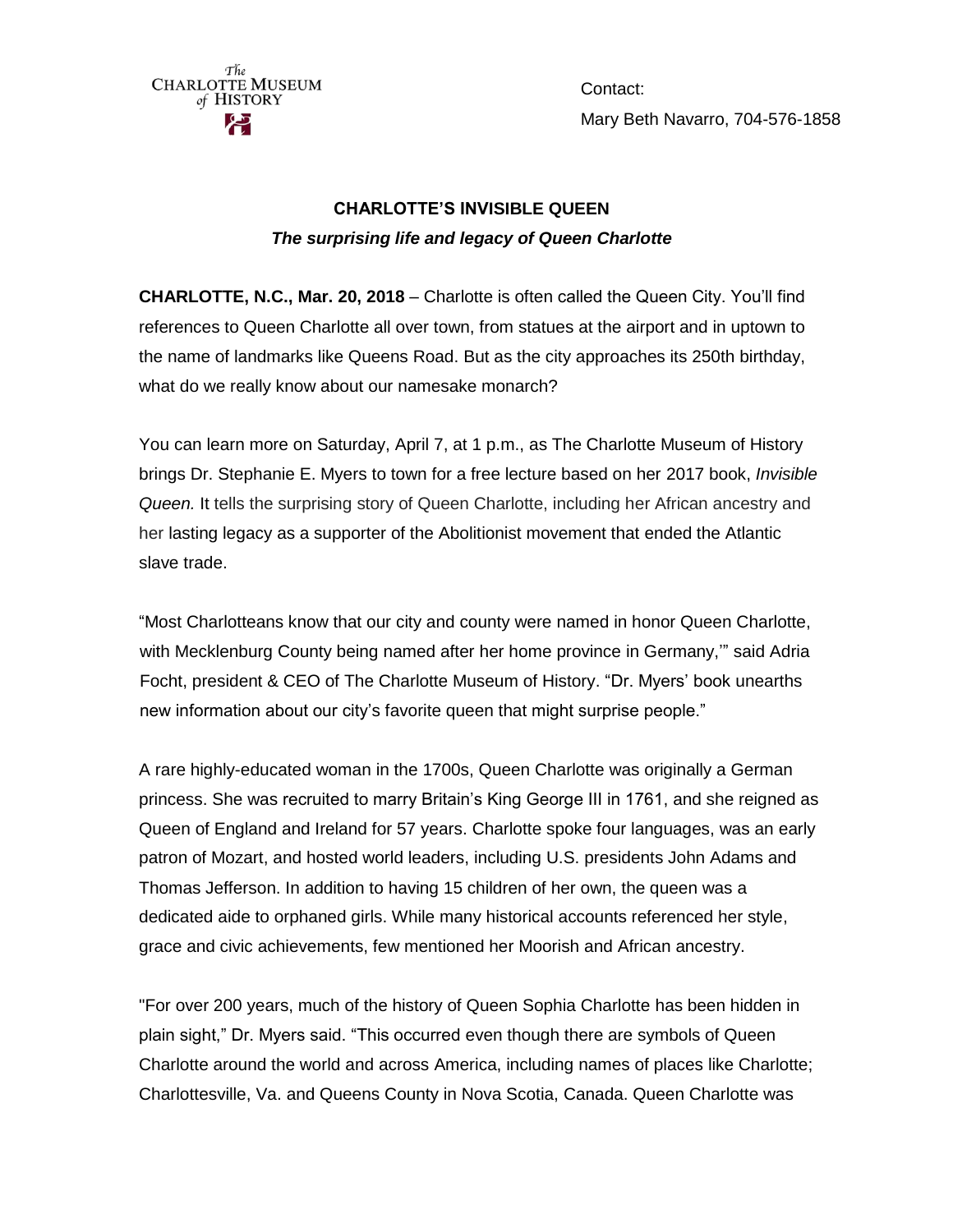The Charlotte Museum of History

Contact:

Mary Beth Navarro, 704-576-1858

**CHARLOTTE'S INVISIBLE QUEEN**

***The surprising life and legacy of Queen Charlotte***

**CHARLOTTE, N.C., Mar. 20, 2018** – Charlotte is often called the Queen City. You'll find references to Queen Charlotte all over town, from statues at the airport and in uptown to the name of landmarks like Queens Road. But as the city approaches its 250th birthday, what do we really know about our namesake monarch?

You can learn more on Saturday, April 7, at 1 p.m., as The Charlotte Museum of History brings Dr. Stephanie E. Myers to town for a free lecture based on her 2017 book, *Invisible Queen.* It tells the surprising story of Queen Charlotte, including her African ancestry and her lasting legacy as a supporter of the Abolitionist movement that ended the Atlantic slave trade.

"Most Charlotteans know that our city and county were named in honor Queen Charlotte, with Mecklenburg County being named after her home province in Germany,'" said Adria Focht, president & CEO of The Charlotte Museum of History. "Dr. Myers' book unearths new information about our city's favorite queen that might surprise people."

A rare highly-educated woman in the 1700s, Queen Charlotte was originally a German princess. She was recruited to marry Britain's King George III in 1761, and she reigned as Queen of England and Ireland for 57 years. Charlotte spoke four languages, was an early patron of Mozart, and hosted world leaders, including U.S. presidents John Adams and Thomas Jefferson. In addition to having 15 children of her own, the queen was a dedicated aide to orphaned girls. While many historical accounts referenced her style, grace and civic achievements, few mentioned her Moorish and African ancestry.

"For over 200 years, much of the history of Queen Sophia Charlotte has been hidden in plain sight," Dr. Myers said. "This occurred even though there are symbols of Queen Charlotte around the world and across America, including names of places like Charlotte; Charlottesville, Va. and Queens County in Nova Scotia, Canada. Queen Charlotte was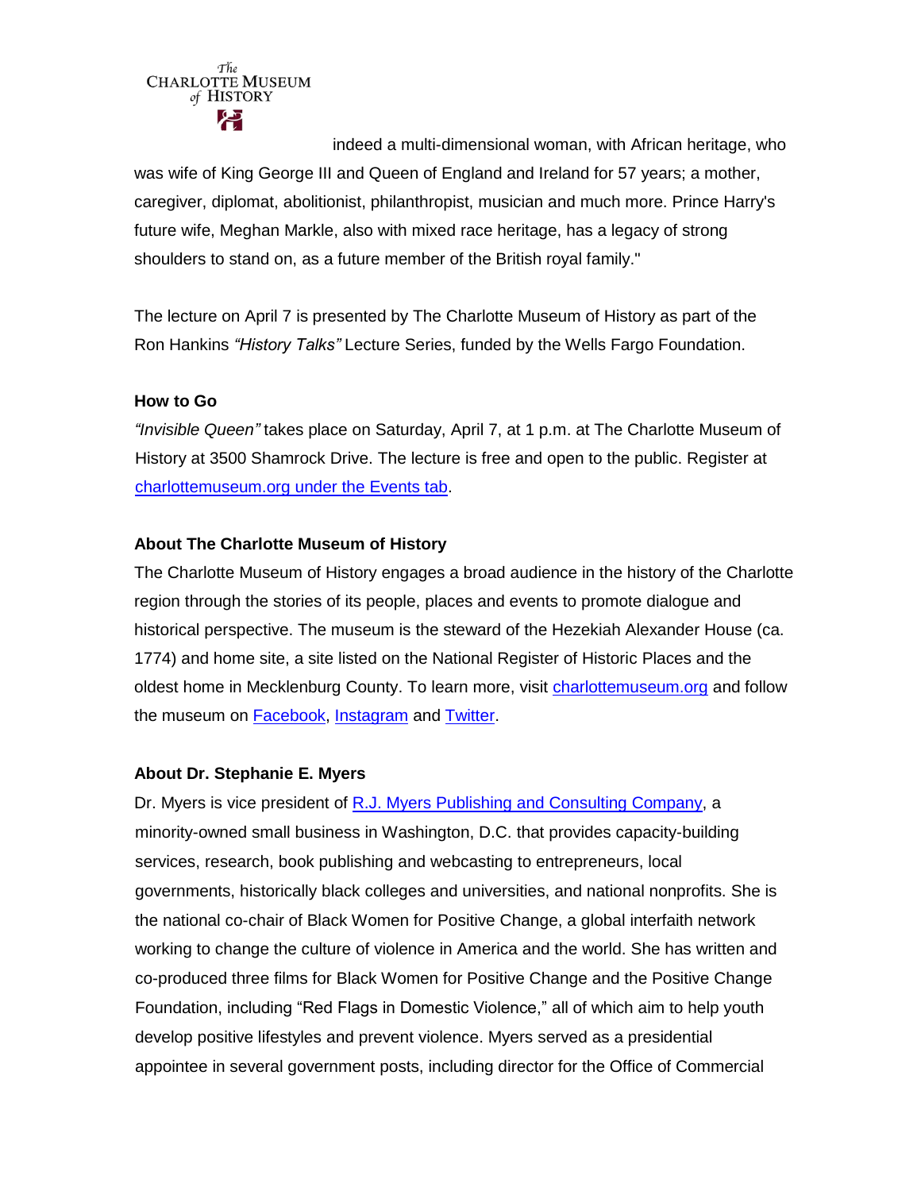indeed a multi-dimensional woman, with African heritage, who was wife of King George III and Queen of England and Ireland for 57 years; a mother, caregiver, diplomat, abolitionist, philanthropist, musician and much more. Prince Harry's future wife, Meghan Markle, also with mixed race heritage, has a legacy of strong shoulders to stand on, as a future member of the British royal family."

The lecture on April 7 is presented by The Charlotte Museum of History as part of the Ron Hankins *"History Talks"* Lecture Series, funded by the Wells Fargo Foundation.

**How to Go**

*"Invisible Queen"* takes place on Saturday, April 7, at 1 p.m. at The Charlotte Museum of History at 3500 Shamrock Drive. The lecture is free and open to the public. Register at charlottemuseum.org under the Events tab.

**About The Charlotte Museum of History**

The Charlotte Museum of History engages a broad audience in the history of the Charlotte region through the stories of its people, places and events to promote dialogue and historical perspective. The museum is the steward of the Hezekiah Alexander House (ca. 1774) and home site, a site listed on the National Register of Historic Places and the oldest home in Mecklenburg County. To learn more, visit charlottemuseum.org and follow the museum on Facebook, Instagram and Twitter.

**About Dr. Stephanie E. Myers**

Dr. Myers is vice president of R.J. Myers Publishing and Consulting Company, a minority-owned small business in Washington, D.C. that provides capacity-building services, research, book publishing and webcasting to entrepreneurs, local governments, historically black colleges and universities, and national nonprofits. She is the national co-chair of Black Women for Positive Change, a global interfaith network working to change the culture of violence in America and the world. She has written and co-produced three films for Black Women for Positive Change and the Positive Change Foundation, including "Red Flags in Domestic Violence," all of which aim to help youth develop positive lifestyles and prevent violence. Myers served as a presidential appointee in several government posts, including director for the Office of Commercial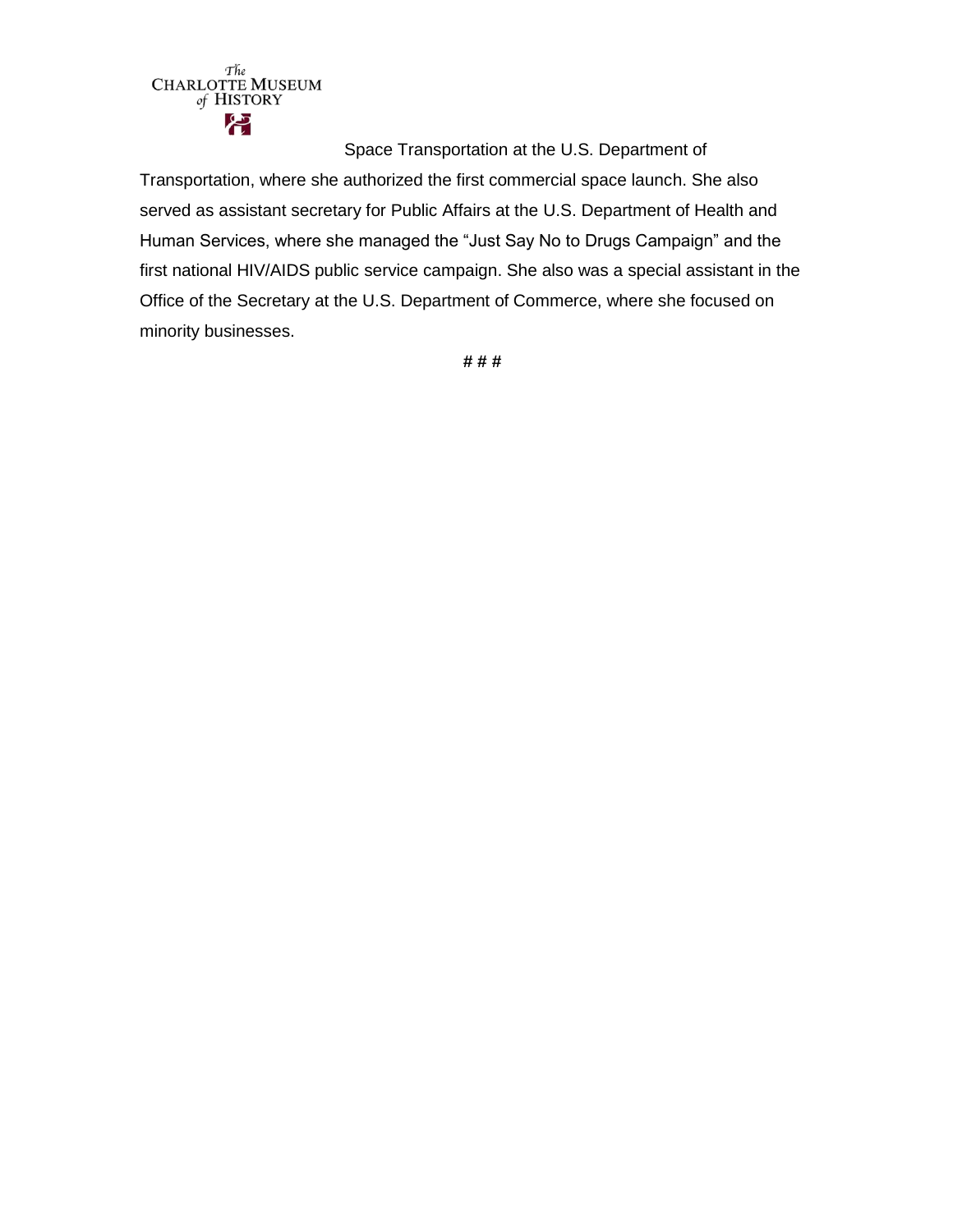Space Transportation at the U.S. Department of Transportation, where she authorized the first commercial space launch. She also served as assistant secretary for Public Affairs at the U.S. Department of Health and Human Services, where she managed the "Just Say No to Drugs Campaign" and the first national HIV/AIDS public service campaign. She also was a special assistant in the Office of the Secretary at the U.S. Department of Commerce, where she focused on minority businesses.

# # #